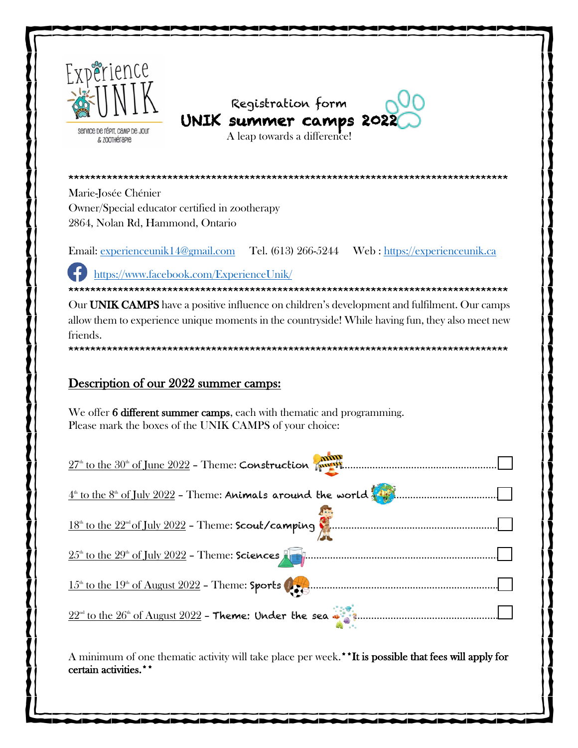Experience UNIK

Service de répit, camp de jour & zoothérapie

# Registration form
# UNIK summer camps 2022

A leap towards a difference!

*********************************************************************************

Marie-Josée Chénier
Owner/Special educator certified in zootherapy
2864, Nolan Rd, Hammond, Ontario

Email: experienceunik14@gmail.com Tel. (613) 266-5244 Web : https://experienceunik.ca

https://www.facebook.com/ExperienceUnik/

*********************************************************************************

Our **UNIK CAMPS** have a positive influence on children's development and fulfilment. Our camps allow them to experience unique moments in the countryside! While having fun, they also meet new friends.

*********************************************************************************

## Description of our 2022 summer camps:

We offer **6 different summer camps**, each with thematic and programming.
Please mark the boxes of the UNIK CAMPS of your choice:

- 27th to the 30th of June 2022 – Theme: **Construction** ........................................ ☐
- 4th to the 8th of July 2022 – Theme: **Animals around the world** ........................................ ☐
- 18th to the 22nd of July 2022 – Theme: **Scout/camping** ........................................ ☐
- 25th to the 29th of July 2022 – Theme: **Sciences** ........................................ ☐
- 15th to the 19th of August 2022 – Theme: **Sports** ........................................ ☐
- 22nd to the 26th of August 2022 – **Theme: Under the sea** ........................................ ☐

A minimum of one thematic activity will take place per week. **It is possible that fees will apply for certain activities.**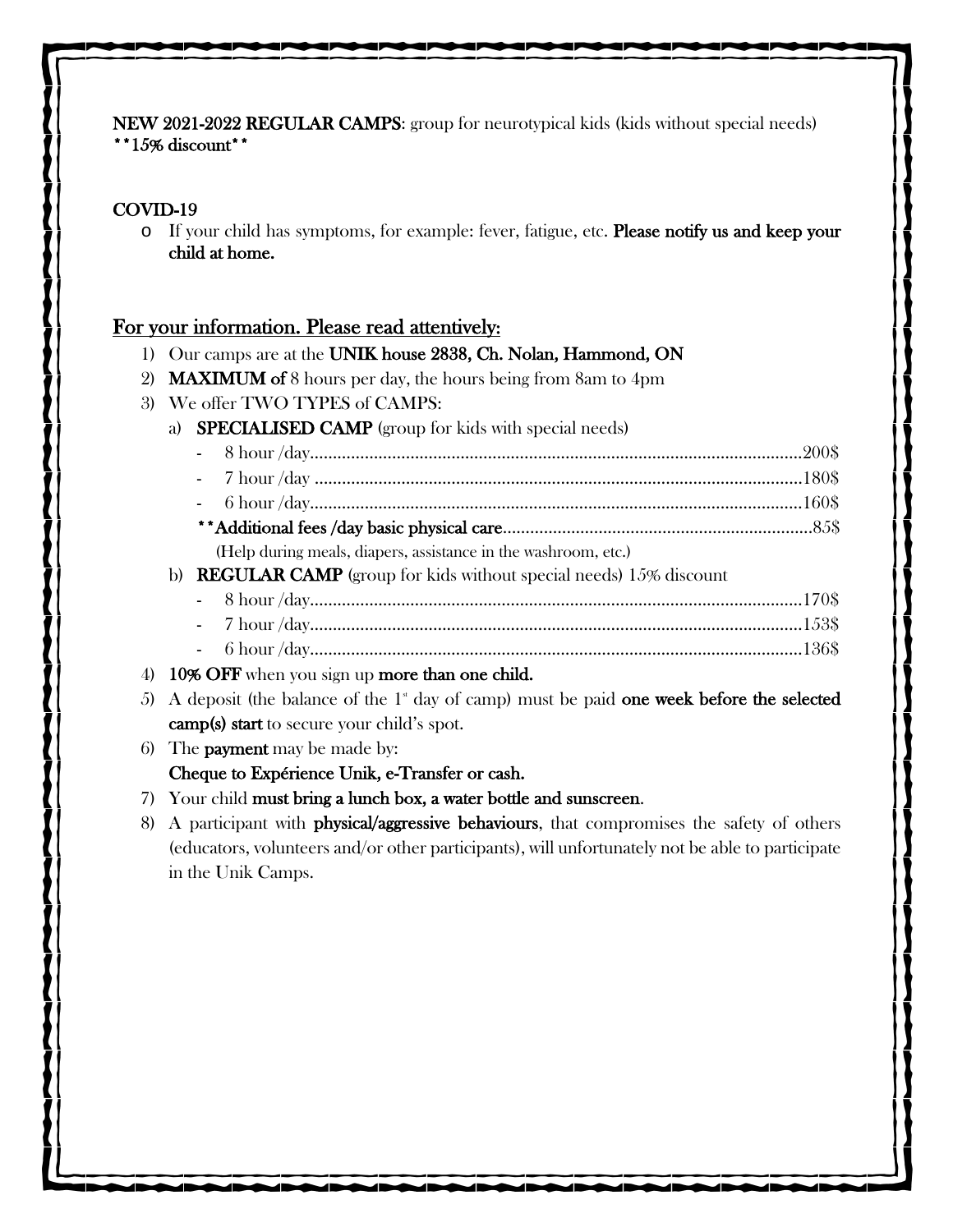**NEW 2021-2022 REGULAR CAMPS**: group for neurotypical kids (kids without special needs)
**\*\*15% discount\*\***

**COVID-19**

- If your child has symptoms, for example: fever, fatigue, etc. **Please notify us and keep your child at home.**

## For your information. Please read attentively:

1) Our camps are at the **UNIK house 2838, Ch. Nolan, Hammond, ON**
2) **MAXIMUM of** 8 hours per day, the hours being from 8am to 4pm
3) We offer TWO TYPES of CAMPS:
   a) **SPECIALISED CAMP** (group for kids with special needs)
      - 8 hour /day........................................................200$
      - 7 hour /day........................................................180$
      - 6 hour /day........................................................160$
      
      **\*\*Additional fees /day basic physical care**..................................85$
      (Help during meals, diapers, assistance in the washroom, etc.)
   
   b) **REGULAR CAMP** (group for kids without special needs) 15% discount
      - 8 hour /day........................................................170$
      - 7 hour /day........................................................153$
      - 6 hour /day........................................................136$
4) **10% OFF** when you sign up **more than one child.**
5) A deposit (the balance of the 1st day of camp) must be paid **one week before the selected camp(s) start** to secure your child's spot.
6) The **payment** may be made by:
   **Cheque to Expérience Unik, e-Transfer or cash.**
7) Your child **must bring a lunch box, a water bottle and sunscreen**.
8) A participant with **physical/aggressive behaviours**, that compromises the safety of others (educators, volunteers and/or other participants), will unfortunately not be able to participate in the Unik Camps.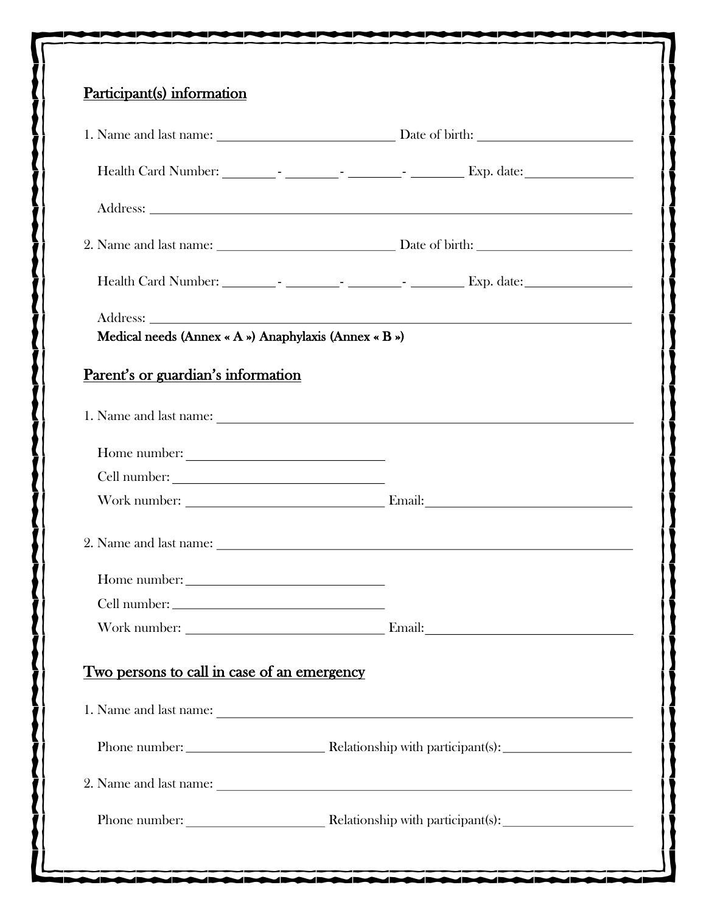## Participant(s) information

1. Name and last name: ______________________________ Date of birth: _________________________

   Health Card Number: ________- ________- ________- ________ Exp. date: ________________

   Address: _______________________________________________________________________________

2. Name and last name: ______________________________ Date of birth: _________________________

   Health Card Number: ________- ________- ________- ________ Exp. date: ________________

   Address: _______________________________________________________________________________

   **Medical needs (Annex « A ») Anaphylaxis (Annex « B »)**

## Parent's or guardian's information

1. Name and last name: _____________________________________________________________________

   Home number: ________________________________

   Cell number: _________________________________

   Work number: ________________________________ Email: ________________________________

2. Name and last name: _____________________________________________________________________

   Home number: ________________________________

   Cell number: _________________________________

   Work number: ________________________________ Email: ________________________________

## Two persons to call in case of an emergency

1. Name and last name: _____________________________________________________________________

   Phone number: ________________________ Relationship with participant(s): ______________________

2. Name and last name: _____________________________________________________________________

   Phone number: ________________________ Relationship with participant(s): ______________________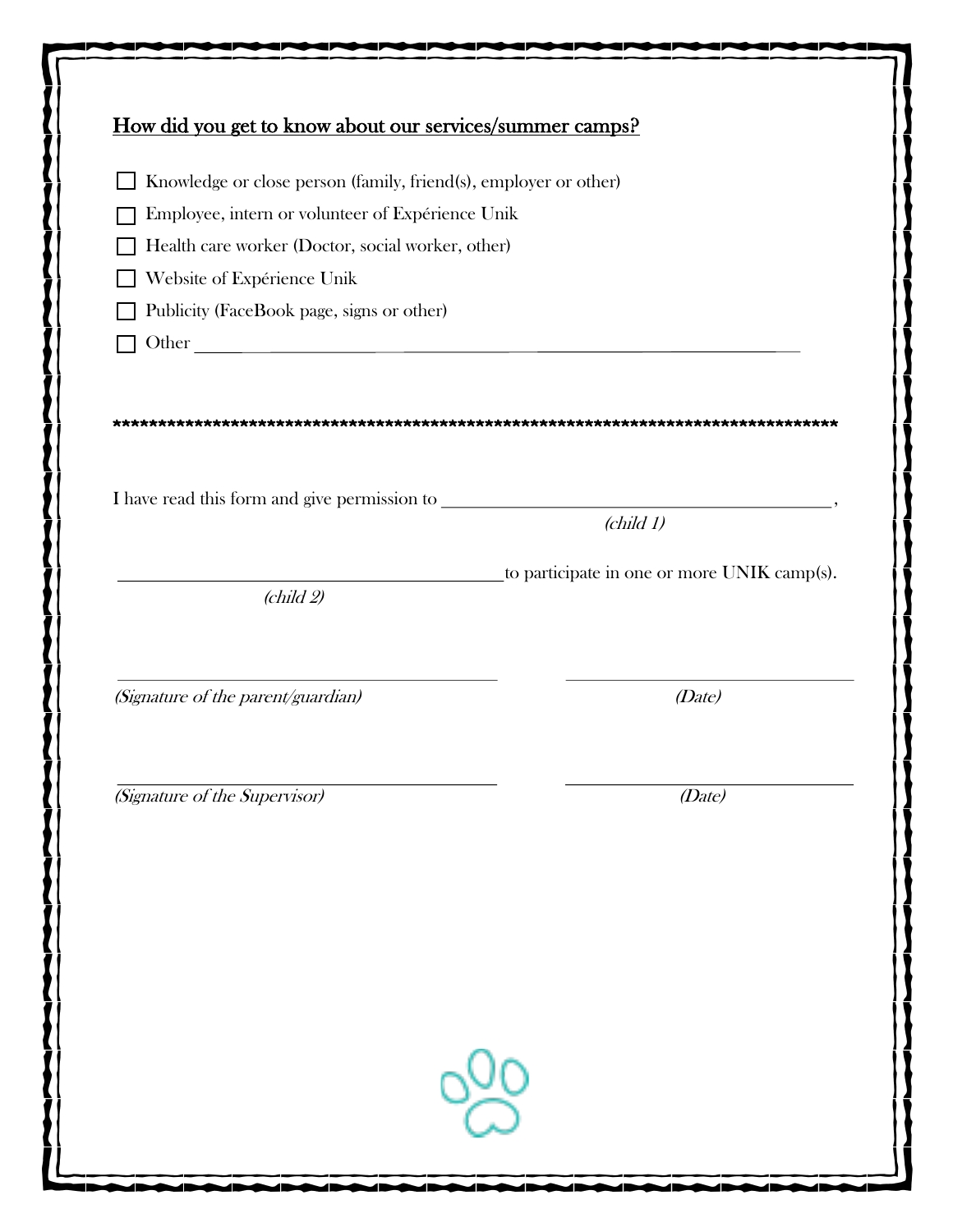## How did you get to know about our services/summer camps?

- ☐ Knowledge or close person (family, friend(s), employer or other)
- ☐ Employee, intern or volunteer of Expérience Unik
- ☐ Health care worker (Doctor, social worker, other)
- ☐ Website of Expérience Unik
- ☐ Publicity (FaceBook page, signs or other)
- ☐ Other ______________________________________________

******************************************************************************************

I have read this form and give permission to ______________________________________,
*(child 1)*

______________________________________ to participate in one or more UNIK camp(s).
*(child 2)*

______________________________________ ______________________
*(Signature of the parent/guardian)* *(Date)*

______________________________________ ______________________
*(Signature of the Supervisor)* *(Date)*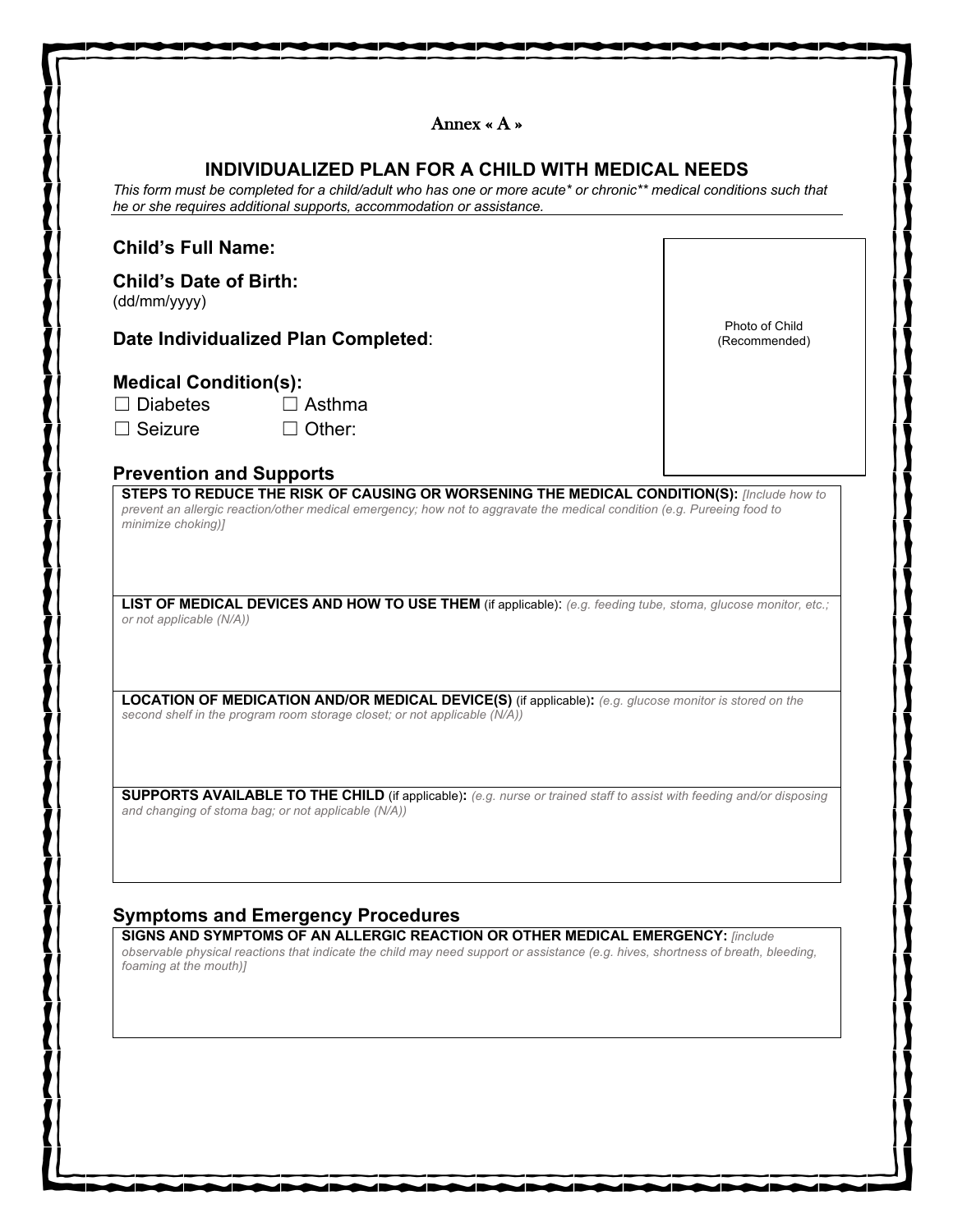Annex « A »

# INDIVIDUALIZED PLAN FOR A CHILD WITH MEDICAL NEEDS

*This form must be completed for a child/adult who has one or more acute* or chronic** medical conditions such that he or she requires additional supports, accommodation or assistance.*

**Child's Full Name:**

**Child's Date of Birth:**
(dd/mm/yyyy)

**Date Individualized Plan Completed**:

Photo of Child (Recommended)

**Medical Condition(s):**

☐ Diabetes ☐ Asthma

☐ Seizure ☐ Other:

## Prevention and Supports

| **STEPS TO REDUCE THE RISK OF CAUSING OR WORSENING THE MEDICAL CONDITION(S):** *[Include how to prevent an allergic reaction/other medical emergency; how not to aggravate the medical condition (e.g. Pureeing food to minimize choking)]* |
|---|
| **LIST OF MEDICAL DEVICES AND HOW TO USE THEM** (if applicable): *(e.g. feeding tube, stoma, glucose monitor, etc.; or not applicable (N/A))* |
| **LOCATION OF MEDICATION AND/OR MEDICAL DEVICE(S)** (if applicable)**:** *(e.g. glucose monitor is stored on the second shelf in the program room storage closet; or not applicable (N/A))* |
| **SUPPORTS AVAILABLE TO THE CHILD** (if applicable)**:** *(e.g. nurse or trained staff to assist with feeding and/or disposing and changing of stoma bag; or not applicable (N/A))* |

## Symptoms and Emergency Procedures

| **SIGNS AND SYMPTOMS OF AN ALLERGIC REACTION OR OTHER MEDICAL EMERGENCY:** *[include observable physical reactions that indicate the child may need support or assistance (e.g. hives, shortness of breath, bleeding, foaming at the mouth)]* |
|---|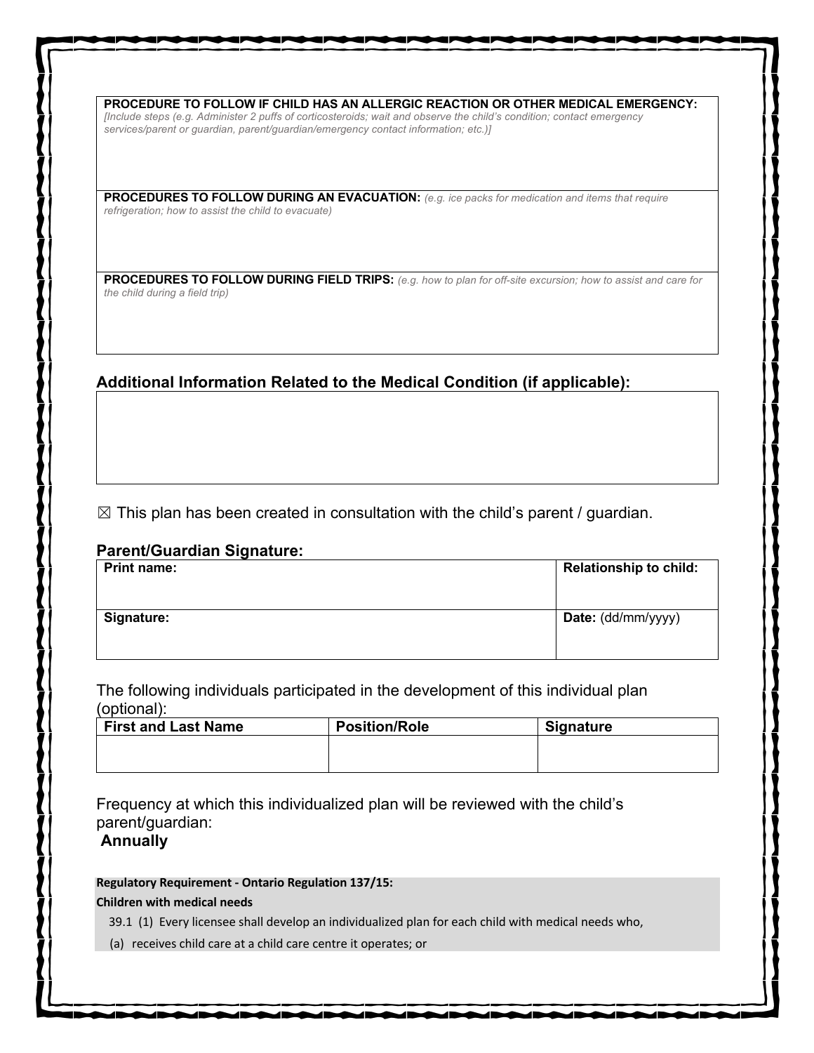| **PROCEDURE TO FOLLOW IF CHILD HAS AN ALLERGIC REACTION OR OTHER MEDICAL EMERGENCY:** *[Include steps (e.g. Administer 2 puffs of corticosteroids; wait and observe the child's condition; contact emergency services/parent or guardian, parent/guardian/emergency contact information; etc.)]* |
|---|
| **PROCEDURES TO FOLLOW DURING AN EVACUATION:** *(e.g. ice packs for medication and items that require refrigeration; how to assist the child to evacuate)* |
| **PROCEDURES TO FOLLOW DURING FIELD TRIPS:** *(e.g. how to plan for off-site excursion; how to assist and care for the child during a field trip)* |

### Additional Information Related to the Medical Condition (if applicable):

| |
|---|
| |

☒ This plan has been created in consultation with the child's parent / guardian.

### Parent/Guardian Signature:

| **Print name:** | **Relationship to child:** |
|---|---|
| **Signature:** | **Date:** (dd/mm/yyyy) |

The following individuals participated in the development of this individual plan (optional):

| First and Last Name | Position/Role | Signature |
|---|---|---|
| | | |

Frequency at which this individualized plan will be reviewed with the child's parent/guardian:

**Annually**

**Regulatory Requirement - Ontario Regulation 137/15:**

**Children with medical needs**

39.1 (1) Every licensee shall develop an individualized plan for each child with medical needs who,

(a) receives child care at a child care centre it operates; or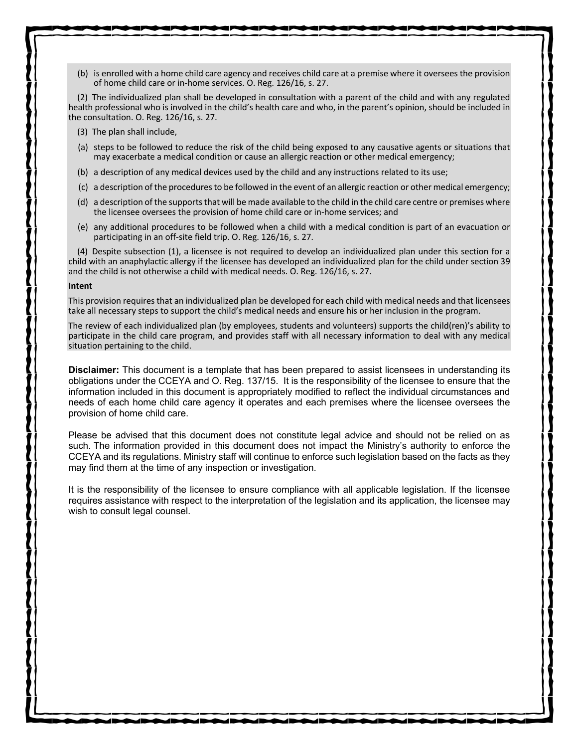(b) is enrolled with a home child care agency and receives child care at a premise where it oversees the provision of home child care or in-home services. O. Reg. 126/16, s. 27.

(2) The individualized plan shall be developed in consultation with a parent of the child and with any regulated health professional who is involved in the child's health care and who, in the parent's opinion, should be included in the consultation. O. Reg. 126/16, s. 27.

(3) The plan shall include,

(a) steps to be followed to reduce the risk of the child being exposed to any causative agents or situations that may exacerbate a medical condition or cause an allergic reaction or other medical emergency;

(b) a description of any medical devices used by the child and any instructions related to its use;

(c) a description of the procedures to be followed in the event of an allergic reaction or other medical emergency;

(d) a description of the supports that will be made available to the child in the child care centre or premises where the licensee oversees the provision of home child care or in-home services; and

(e) any additional procedures to be followed when a child with a medical condition is part of an evacuation or participating in an off-site field trip. O. Reg. 126/16, s. 27.

(4) Despite subsection (1), a licensee is not required to develop an individualized plan under this section for a child with an anaphylactic allergy if the licensee has developed an individualized plan for the child under section 39 and the child is not otherwise a child with medical needs. O. Reg. 126/16, s. 27.

**Intent**

This provision requires that an individualized plan be developed for each child with medical needs and that licensees take all necessary steps to support the child's medical needs and ensure his or her inclusion in the program.

The review of each individualized plan (by employees, students and volunteers) supports the child(ren)'s ability to participate in the child care program, and provides staff with all necessary information to deal with any medical situation pertaining to the child.

**Disclaimer:** This document is a template that has been prepared to assist licensees in understanding its obligations under the CCEYA and O. Reg. 137/15. It is the responsibility of the licensee to ensure that the information included in this document is appropriately modified to reflect the individual circumstances and needs of each home child care agency it operates and each premises where the licensee oversees the provision of home child care.

Please be advised that this document does not constitute legal advice and should not be relied on as such. The information provided in this document does not impact the Ministry's authority to enforce the CCEYA and its regulations. Ministry staff will continue to enforce such legislation based on the facts as they may find them at the time of any inspection or investigation.

It is the responsibility of the licensee to ensure compliance with all applicable legislation. If the licensee requires assistance with respect to the interpretation of the legislation and its application, the licensee may wish to consult legal counsel.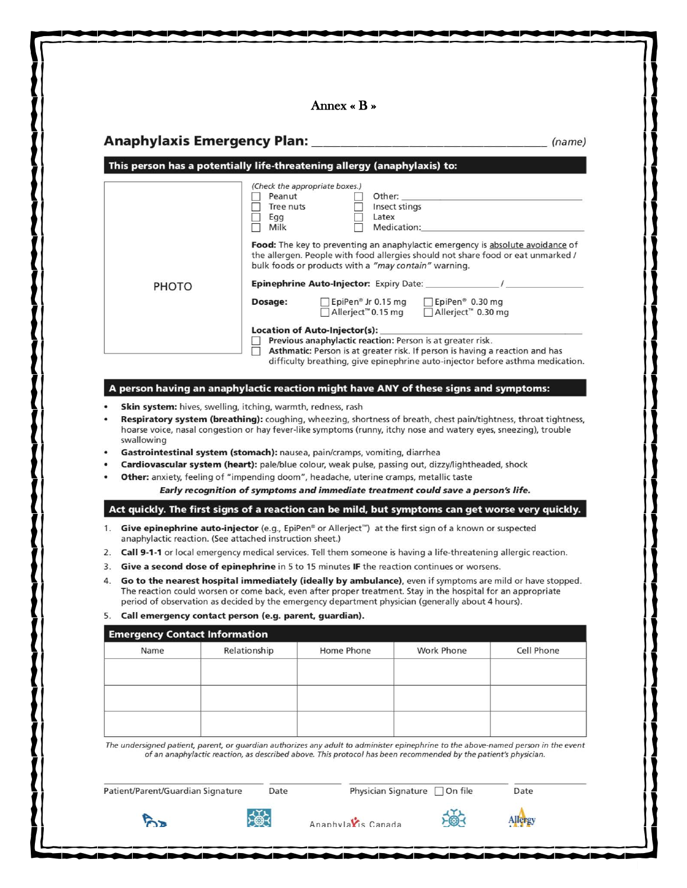Annex « B »

# Anaphylaxis Emergency Plan: ______________________________ *(name)*

## This person has a potentially life-threatening allergy (anaphylaxis) to:

PHOTO

*(Check the appropriate boxes.)*

- ☐ Peanut
- ☐ Tree nuts
- ☐ Egg
- ☐ Milk
- ☐ Other: ______________________________
- ☐ Insect stings
- ☐ Latex
- ☐ Medication: ______________________________

**Food:** The key to preventing an anaphylactic emergency is absolute avoidance of the allergen. People with food allergies should not share food or eat unmarked / bulk foods or products with a *"may contain"* warning.

**Epinephrine Auto-Injector:** Expiry Date: ______________ / ______________

**Dosage:** ☐ EpiPen® Jr 0.15 mg ☐ EpiPen® 0.30 mg ☐ Allerject™ 0.15 mg ☐ Allerject™ 0.30 mg

**Location of Auto-Injector(s):** ______________________________

- ☐ **Previous anaphylactic reaction:** Person is at greater risk.
- ☐ **Asthmatic:** Person is at greater risk. If person is having a reaction and has difficulty breathing, give epinephrine auto-injector before asthma medication.

## A person having an anaphylactic reaction might have ANY of these signs and symptoms:

- **Skin system:** hives, swelling, itching, warmth, redness, rash
- **Respiratory system (breathing):** coughing, wheezing, shortness of breath, chest pain/tightness, throat tightness, hoarse voice, nasal congestion or hay fever-like symptoms (runny, itchy nose and watery eyes, sneezing), trouble swallowing
- **Gastrointestinal system (stomach):** nausea, pain/cramps, vomiting, diarrhea
- **Cardiovascular system (heart):** pale/blue colour, weak pulse, passing out, dizzy/lightheaded, shock
- **Other:** anxiety, feeling of "impending doom", headache, uterine cramps, metallic taste

***Early recognition of symptoms and immediate treatment could save a person's life.***

## Act quickly. The first signs of a reaction can be mild, but symptoms can get worse very quickly.

1. **Give epinephrine auto-injector** (e.g., EpiPen® or Allerject™) at the first sign of a known or suspected anaphylactic reaction. (See attached instruction sheet.)
2. **Call 9-1-1** or local emergency medical services. Tell them someone is having a life-threatening allergic reaction.
3. **Give a second dose of epinephrine** in 5 to 15 minutes **IF** the reaction continues or worsens.
4. **Go to the nearest hospital immediately (ideally by ambulance)**, even if symptoms are mild or have stopped. The reaction could worsen or come back, even after proper treatment. Stay in the hospital for an appropriate period of observation as decided by the emergency department physician (generally about 4 hours).
5. **Call emergency contact person (e.g. parent, guardian).**

## Emergency Contact Information

| Name | Relationship | Home Phone | Work Phone | Cell Phone |
|---|---|---|---|---|
| | | | | |
| | | | | |
| | | | | |

*The undersigned patient, parent, or guardian authorizes any adult to administer epinephrine to the above-named person in the event of an anaphylactic reaction, as described above. This protocol has been recommended by the patient's physician.*

| Patient/Parent/Guardian Signature | Date | Physician Signature ☐ On file | Date |
|---|---|---|---|
| | | | |

Anaphylaxis Canada